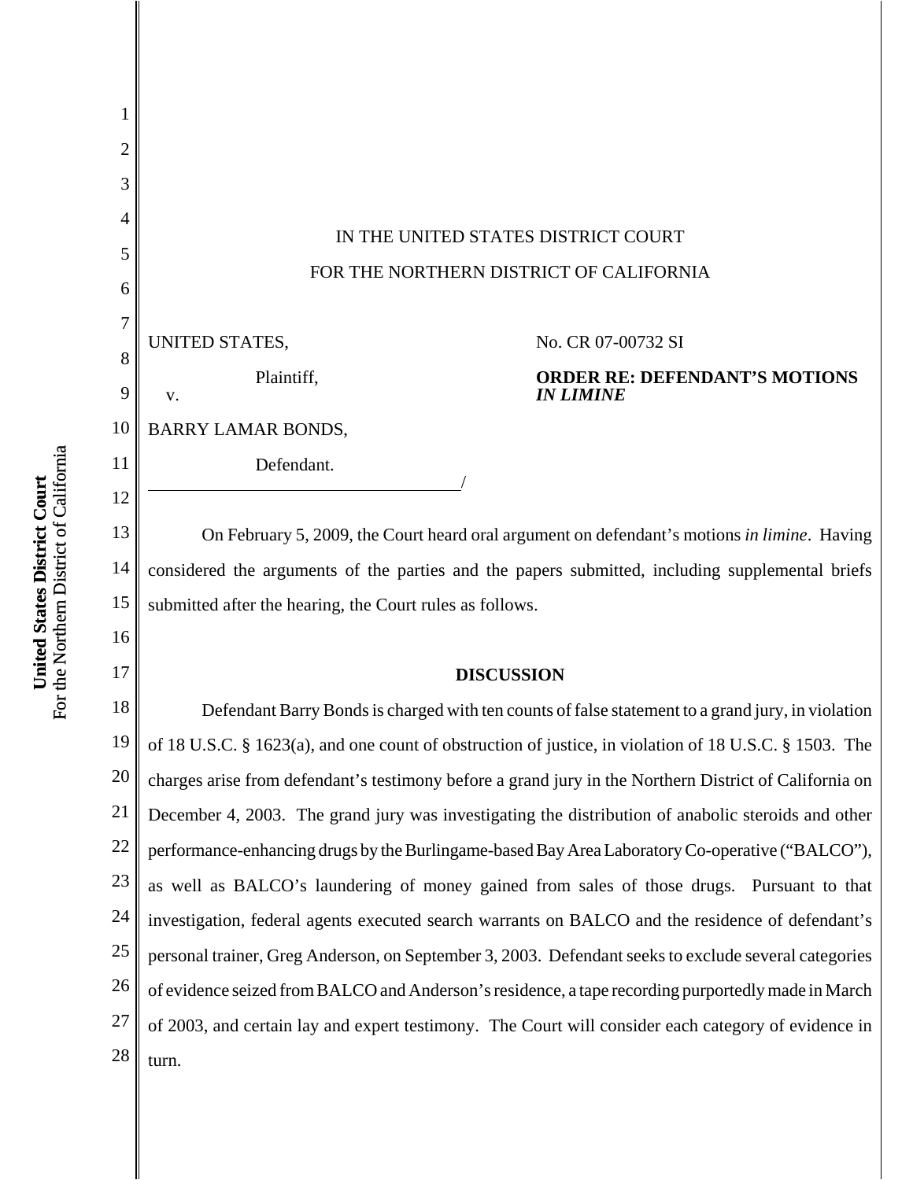IN THE UNITED STATES DISTRICT COURT

FOR THE NORTHERN DISTRICT OF CALIFORNIA

UNITED STATES,

Plaintiff,

v.

BARRY LAMAR BONDS,

Defendant.

/

No. CR 07-00732 SI

**ORDER RE: DEFENDANT'S MOTIONS *IN LIMINE***

On February 5, 2009, the Court heard oral argument on defendant's motions *in limine*. Having considered the arguments of the parties and the papers submitted, including supplemental briefs submitted after the hearing, the Court rules as follows.

## DISCUSSION

Defendant Barry Bonds is charged with ten counts of false statement to a grand jury, in violation of 18 U.S.C. § 1623(a), and one count of obstruction of justice, in violation of 18 U.S.C. § 1503. The charges arise from defendant's testimony before a grand jury in the Northern District of California on December 4, 2003. The grand jury was investigating the distribution of anabolic steroids and other performance-enhancing drugs by the Burlingame-based Bay Area Laboratory Co-operative ("BALCO"), as well as BALCO's laundering of money gained from sales of those drugs. Pursuant to that investigation, federal agents executed search warrants on BALCO and the residence of defendant's personal trainer, Greg Anderson, on September 3, 2003. Defendant seeks to exclude several categories of evidence seized from BALCO and Anderson's residence, a tape recording purportedly made in March of 2003, and certain lay and expert testimony. The Court will consider each category of evidence in turn.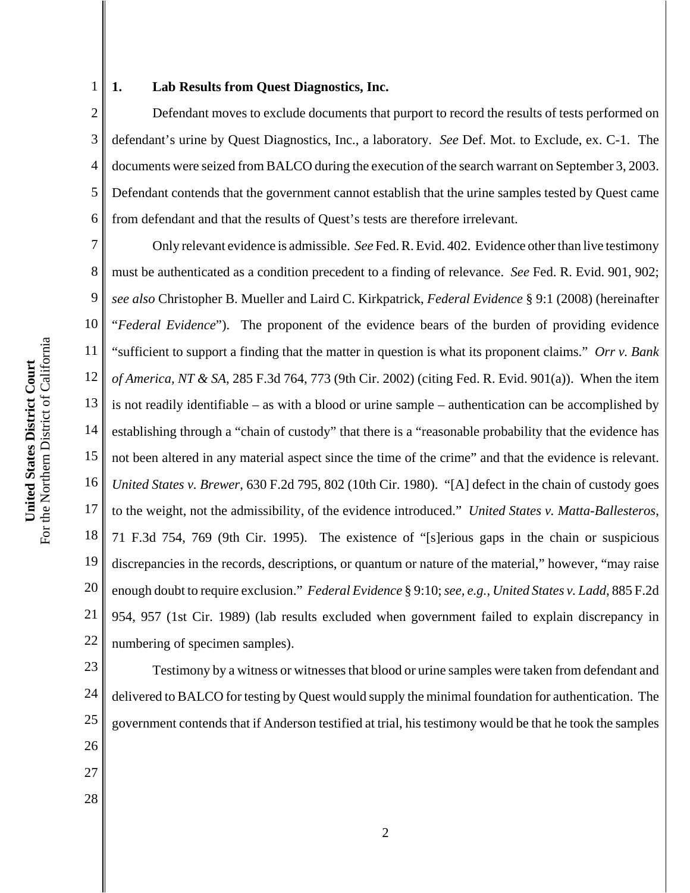### 1. Lab Results from Quest Diagnostics, Inc.

Defendant moves to exclude documents that purport to record the results of tests performed on defendant's urine by Quest Diagnostics, Inc., a laboratory. *See* Def. Mot. to Exclude, ex. C-1. The documents were seized from BALCO during the execution of the search warrant on September 3, 2003. Defendant contends that the government cannot establish that the urine samples tested by Quest came from defendant and that the results of Quest's tests are therefore irrelevant.

Only relevant evidence is admissible. *See* Fed. R. Evid. 402. Evidence other than live testimony must be authenticated as a condition precedent to a finding of relevance. *See* Fed. R. Evid. 901, 902; *see also* Christopher B. Mueller and Laird C. Kirkpatrick, *Federal Evidence* § 9:1 (2008) (hereinafter "*Federal Evidence*"). The proponent of the evidence bears of the burden of providing evidence "sufficient to support a finding that the matter in question is what its proponent claims." *Orr v. Bank of America, NT & SA*, 285 F.3d 764, 773 (9th Cir. 2002) (citing Fed. R. Evid. 901(a)). When the item is not readily identifiable – as with a blood or urine sample – authentication can be accomplished by establishing through a "chain of custody" that there is a "reasonable probability that the evidence has not been altered in any material aspect since the time of the crime" and that the evidence is relevant. *United States v. Brewer*, 630 F.2d 795, 802 (10th Cir. 1980). "[A] defect in the chain of custody goes to the weight, not the admissibility, of the evidence introduced." *United States v. Matta-Ballesteros*, 71 F.3d 754, 769 (9th Cir. 1995). The existence of "[s]erious gaps in the chain or suspicious discrepancies in the records, descriptions, or quantum or nature of the material," however, "may raise enough doubt to require exclusion." *Federal Evidence* § 9:10; *see, e.g.*, *United States v. Ladd*, 885 F.2d 954, 957 (1st Cir. 1989) (lab results excluded when government failed to explain discrepancy in numbering of specimen samples).

Testimony by a witness or witnesses that blood or urine samples were taken from defendant and delivered to BALCO for testing by Quest would supply the minimal foundation for authentication. The government contends that if Anderson testified at trial, his testimony would be that he took the samples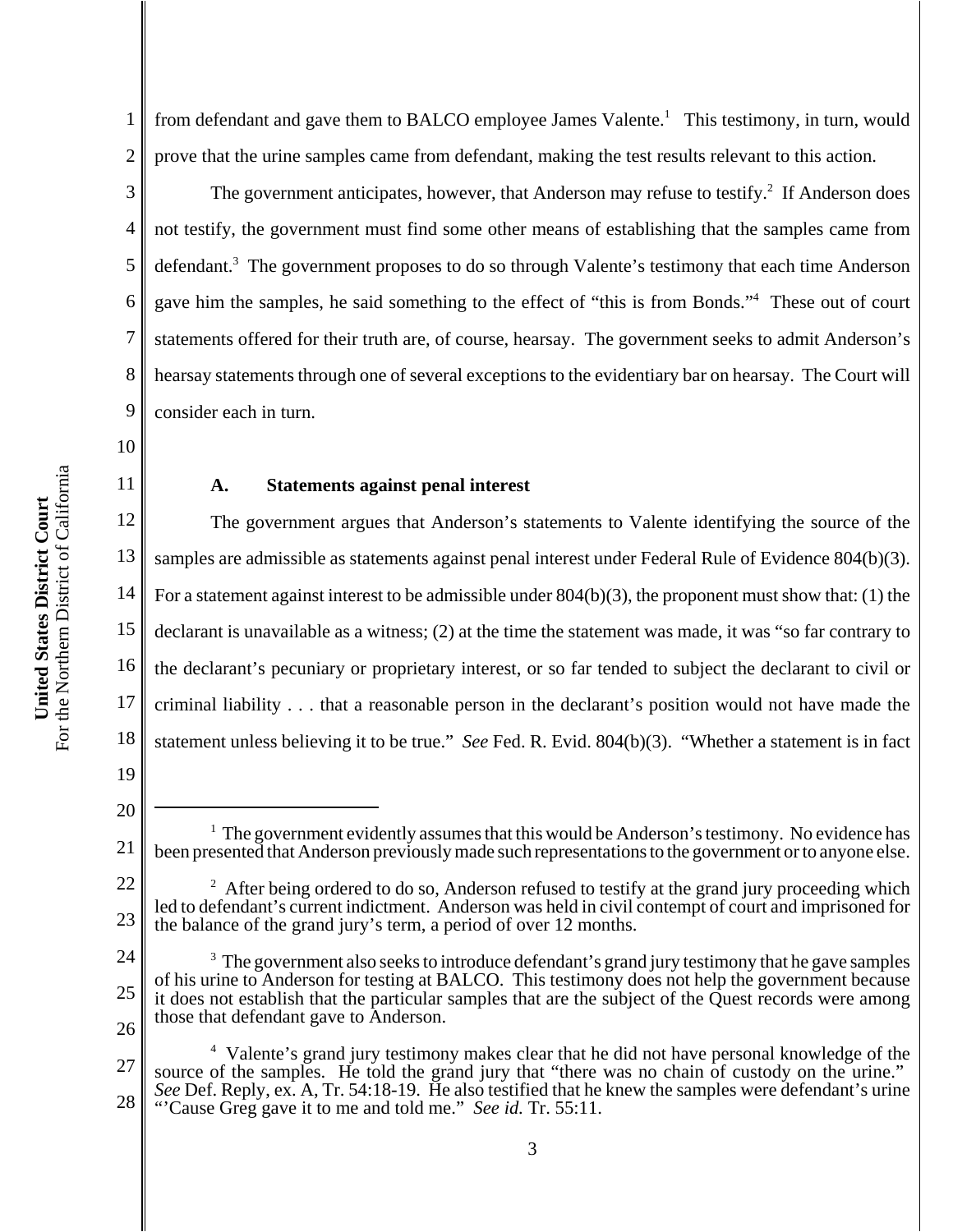from defendant and gave them to BALCO employee James Valente.[1] This testimony, in turn, would prove that the urine samples came from defendant, making the test results relevant to this action.

The government anticipates, however, that Anderson may refuse to testify.[2] If Anderson does not testify, the government must find some other means of establishing that the samples came from defendant.[3] The government proposes to do so through Valente's testimony that each time Anderson gave him the samples, he said something to the effect of "this is from Bonds."[4] These out of court statements offered for their truth are, of course, hearsay. The government seeks to admit Anderson's hearsay statements through one of several exceptions to the evidentiary bar on hearsay. The Court will consider each in turn.

### A. Statements against penal interest

The government argues that Anderson's statements to Valente identifying the source of the samples are admissible as statements against penal interest under Federal Rule of Evidence 804(b)(3). For a statement against interest to be admissible under 804(b)(3), the proponent must show that: (1) the declarant is unavailable as a witness; (2) at the time the statement was made, it was "so far contrary to the declarant's pecuniary or proprietary interest, or so far tended to subject the declarant to civil or criminal liability . . . that a reasonable person in the declarant's position would not have made the statement unless believing it to be true." *See* Fed. R. Evid. 804(b)(3). "Whether a statement is in fact

---

[1] The government evidently assumes that this would be Anderson's testimony. No evidence has been presented that Anderson previously made such representations to the government or to anyone else.

[2] After being ordered to do so, Anderson refused to testify at the grand jury proceeding which led to defendant's current indictment. Anderson was held in civil contempt of court and imprisoned for the balance of the grand jury's term, a period of over 12 months.

[3] The government also seeks to introduce defendant's grand jury testimony that he gave samples of his urine to Anderson for testing at BALCO. This testimony does not help the government because it does not establish that the particular samples that are the subject of the Quest records were among those that defendant gave to Anderson.

[4] Valente's grand jury testimony makes clear that he did not have personal knowledge of the source of the samples. He told the grand jury that "there was no chain of custody on the urine." *See* Def. Reply, ex. A, Tr. 54:18-19. He also testified that he knew the samples were defendant's urine "'Cause Greg gave it to me and told me." *See id.* Tr. 55:11.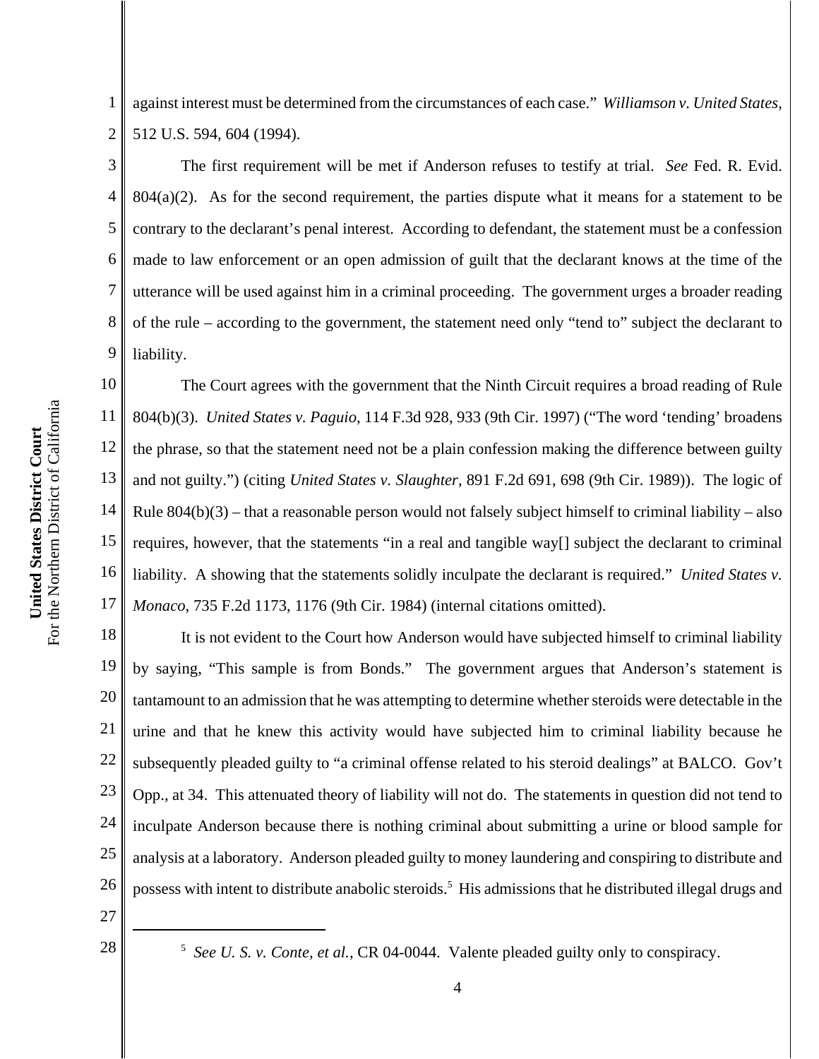against interest must be determined from the circumstances of each case." *Williamson v. United States*, 512 U.S. 594, 604 (1994).

The first requirement will be met if Anderson refuses to testify at trial. *See* Fed. R. Evid. 804(a)(2). As for the second requirement, the parties dispute what it means for a statement to be contrary to the declarant's penal interest. According to defendant, the statement must be a confession made to law enforcement or an open admission of guilt that the declarant knows at the time of the utterance will be used against him in a criminal proceeding. The government urges a broader reading of the rule – according to the government, the statement need only "tend to" subject the declarant to liability.

The Court agrees with the government that the Ninth Circuit requires a broad reading of Rule 804(b)(3). *United States v. Paguio*, 114 F.3d 928, 933 (9th Cir. 1997) ("The word 'tending' broadens the phrase, so that the statement need not be a plain confession making the difference between guilty and not guilty.") (citing *United States v. Slaughter*, 891 F.2d 691, 698 (9th Cir. 1989)). The logic of Rule 804(b)(3) – that a reasonable person would not falsely subject himself to criminal liability – also requires, however, that the statements "in a real and tangible way[] subject the declarant to criminal liability. A showing that the statements solidly inculpate the declarant is required." *United States v. Monaco*, 735 F.2d 1173, 1176 (9th Cir. 1984) (internal citations omitted).

It is not evident to the Court how Anderson would have subjected himself to criminal liability by saying, "This sample is from Bonds." The government argues that Anderson's statement is tantamount to an admission that he was attempting to determine whether steroids were detectable in the urine and that he knew this activity would have subjected him to criminal liability because he subsequently pleaded guilty to "a criminal offense related to his steroid dealings" at BALCO. Gov't Opp., at 34. This attenuated theory of liability will not do. The statements in question did not tend to inculpate Anderson because there is nothing criminal about submitting a urine or blood sample for analysis at a laboratory. Anderson pleaded guilty to money laundering and conspiring to distribute and possess with intent to distribute anabolic steroids.[5] His admissions that he distributed illegal drugs and

---

[5] *See U. S. v. Conte, et al.*, CR 04-0044. Valente pleaded guilty only to conspiracy.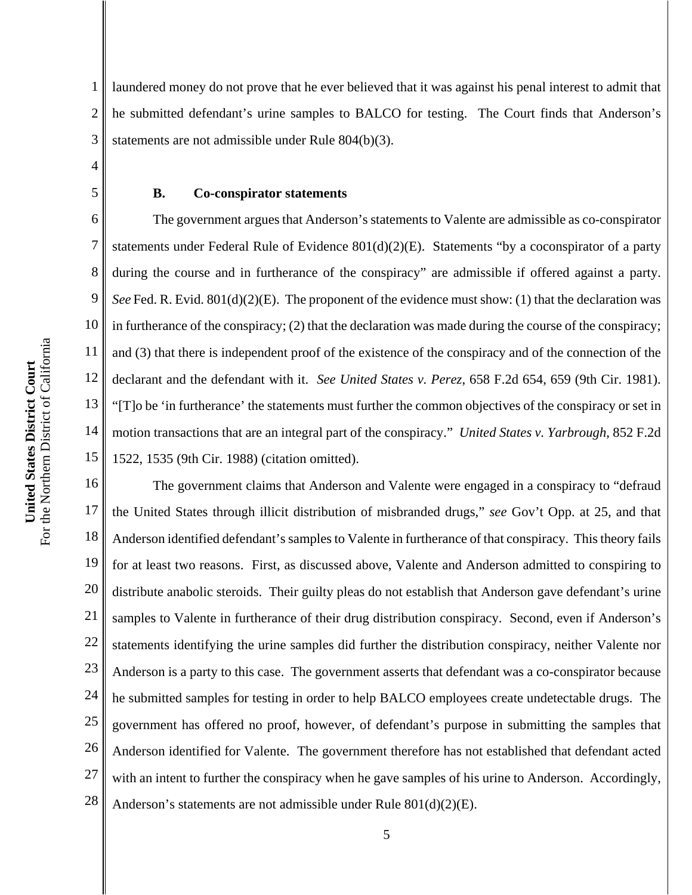laundered money do not prove that he ever believed that it was against his penal interest to admit that he submitted defendant's urine samples to BALCO for testing. The Court finds that Anderson's statements are not admissible under Rule 804(b)(3).

### B. Co-conspirator statements

The government argues that Anderson's statements to Valente are admissible as co-conspirator statements under Federal Rule of Evidence 801(d)(2)(E). Statements "by a coconspirator of a party during the course and in furtherance of the conspiracy" are admissible if offered against a party. *See* Fed. R. Evid. 801(d)(2)(E). The proponent of the evidence must show: (1) that the declaration was in furtherance of the conspiracy; (2) that the declaration was made during the course of the conspiracy; and (3) that there is independent proof of the existence of the conspiracy and of the connection of the declarant and the defendant with it. *See United States v. Perez*, 658 F.2d 654, 659 (9th Cir. 1981). "[T]o be 'in furtherance' the statements must further the common objectives of the conspiracy or set in motion transactions that are an integral part of the conspiracy." *United States v. Yarbrough*, 852 F.2d 1522, 1535 (9th Cir. 1988) (citation omitted).

The government claims that Anderson and Valente were engaged in a conspiracy to "defraud the United States through illicit distribution of misbranded drugs," *see* Gov't Opp. at 25, and that Anderson identified defendant's samples to Valente in furtherance of that conspiracy. This theory fails for at least two reasons. First, as discussed above, Valente and Anderson admitted to conspiring to distribute anabolic steroids. Their guilty pleas do not establish that Anderson gave defendant's urine samples to Valente in furtherance of their drug distribution conspiracy. Second, even if Anderson's statements identifying the urine samples did further the distribution conspiracy, neither Valente nor Anderson is a party to this case. The government asserts that defendant was a co-conspirator because he submitted samples for testing in order to help BALCO employees create undetectable drugs. The government has offered no proof, however, of defendant's purpose in submitting the samples that Anderson identified for Valente. The government therefore has not established that defendant acted with an intent to further the conspiracy when he gave samples of his urine to Anderson. Accordingly, Anderson's statements are not admissible under Rule 801(d)(2)(E).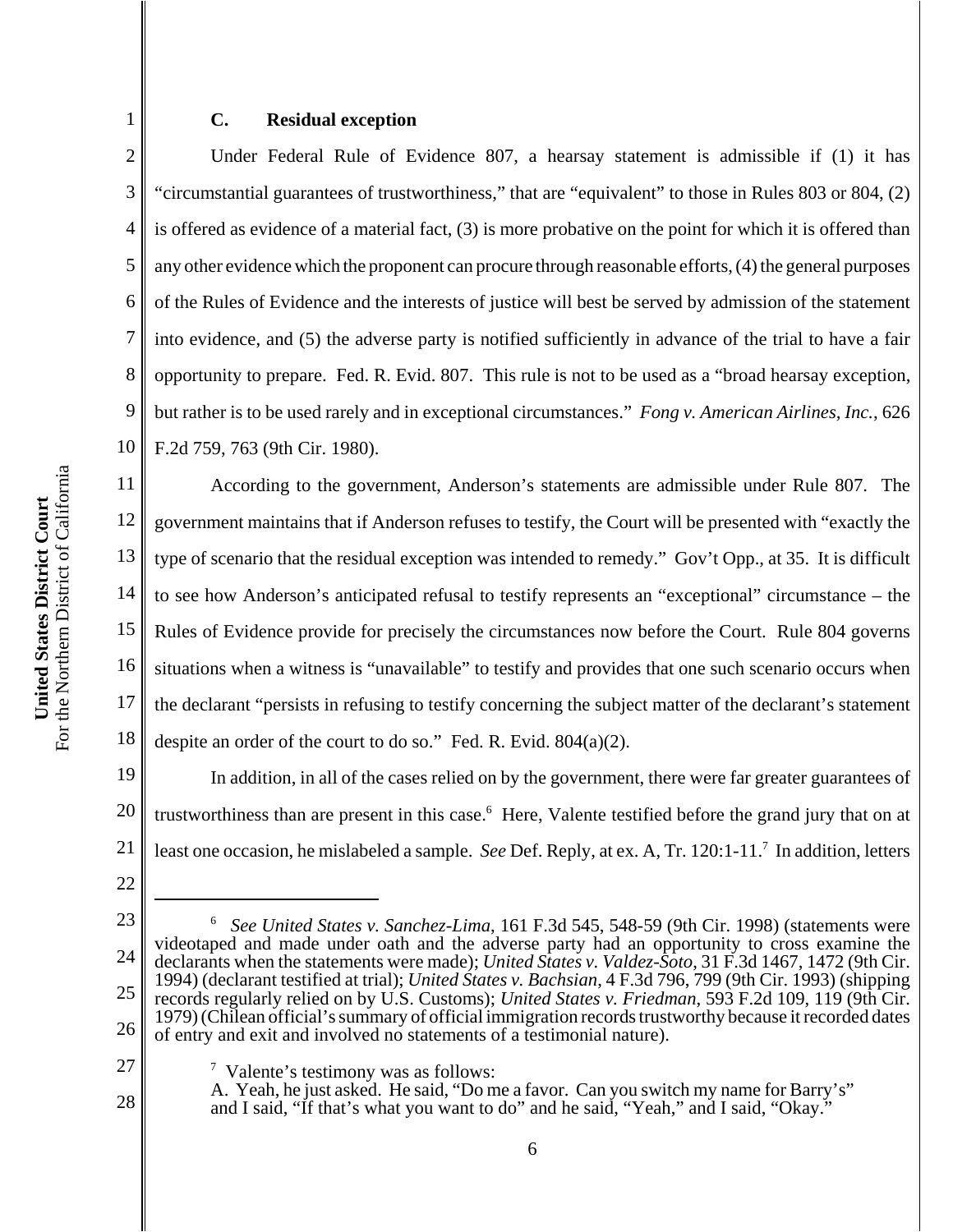### C. Residual exception

Under Federal Rule of Evidence 807, a hearsay statement is admissible if (1) it has "circumstantial guarantees of trustworthiness," that are "equivalent" to those in Rules 803 or 804, (2) is offered as evidence of a material fact, (3) is more probative on the point for which it is offered than any other evidence which the proponent can procure through reasonable efforts, (4) the general purposes of the Rules of Evidence and the interests of justice will best be served by admission of the statement into evidence, and (5) the adverse party is notified sufficiently in advance of the trial to have a fair opportunity to prepare. Fed. R. Evid. 807. This rule is not to be used as a "broad hearsay exception, but rather is to be used rarely and in exceptional circumstances." *Fong v. American Airlines, Inc.*, 626 F.2d 759, 763 (9th Cir. 1980).

According to the government, Anderson's statements are admissible under Rule 807. The government maintains that if Anderson refuses to testify, the Court will be presented with "exactly the type of scenario that the residual exception was intended to remedy." Gov't Opp., at 35. It is difficult to see how Anderson's anticipated refusal to testify represents an "exceptional" circumstance – the Rules of Evidence provide for precisely the circumstances now before the Court. Rule 804 governs situations when a witness is "unavailable" to testify and provides that one such scenario occurs when the declarant "persists in refusing to testify concerning the subject matter of the declarant's statement despite an order of the court to do so." Fed. R. Evid. 804(a)(2).

In addition, in all of the cases relied on by the government, there were far greater guarantees of trustworthiness than are present in this case.[6] Here, Valente testified before the grand jury that on at least one occasion, he mislabeled a sample. *See* Def. Reply, at ex. A, Tr. 120:1-11.[7] In addition, letters

---

[6] *See United States v. Sanchez-Lima*, 161 F.3d 545, 548-59 (9th Cir. 1998) (statements were videotaped and made under oath and the adverse party had an opportunity to cross examine the declarants when the statements were made); *United States v. Valdez-Soto*, 31 F.3d 1467, 1472 (9th Cir. 1994) (declarant testified at trial); *United States v. Bachsian*, 4 F.3d 796, 799 (9th Cir. 1993) (shipping records regularly relied on by U.S. Customs); *United States v. Friedman*, 593 F.2d 109, 119 (9th Cir. 1979) (Chilean official's summary of official immigration records trustworthy because it recorded dates of entry and exit and involved no statements of a testimonial nature).

[7] Valente's testimony was as follows:
A. Yeah, he just asked. He said, "Do me a favor. Can you switch my name for Barry's" and I said, "If that's what you want to do" and he said, "Yeah," and I said, "Okay."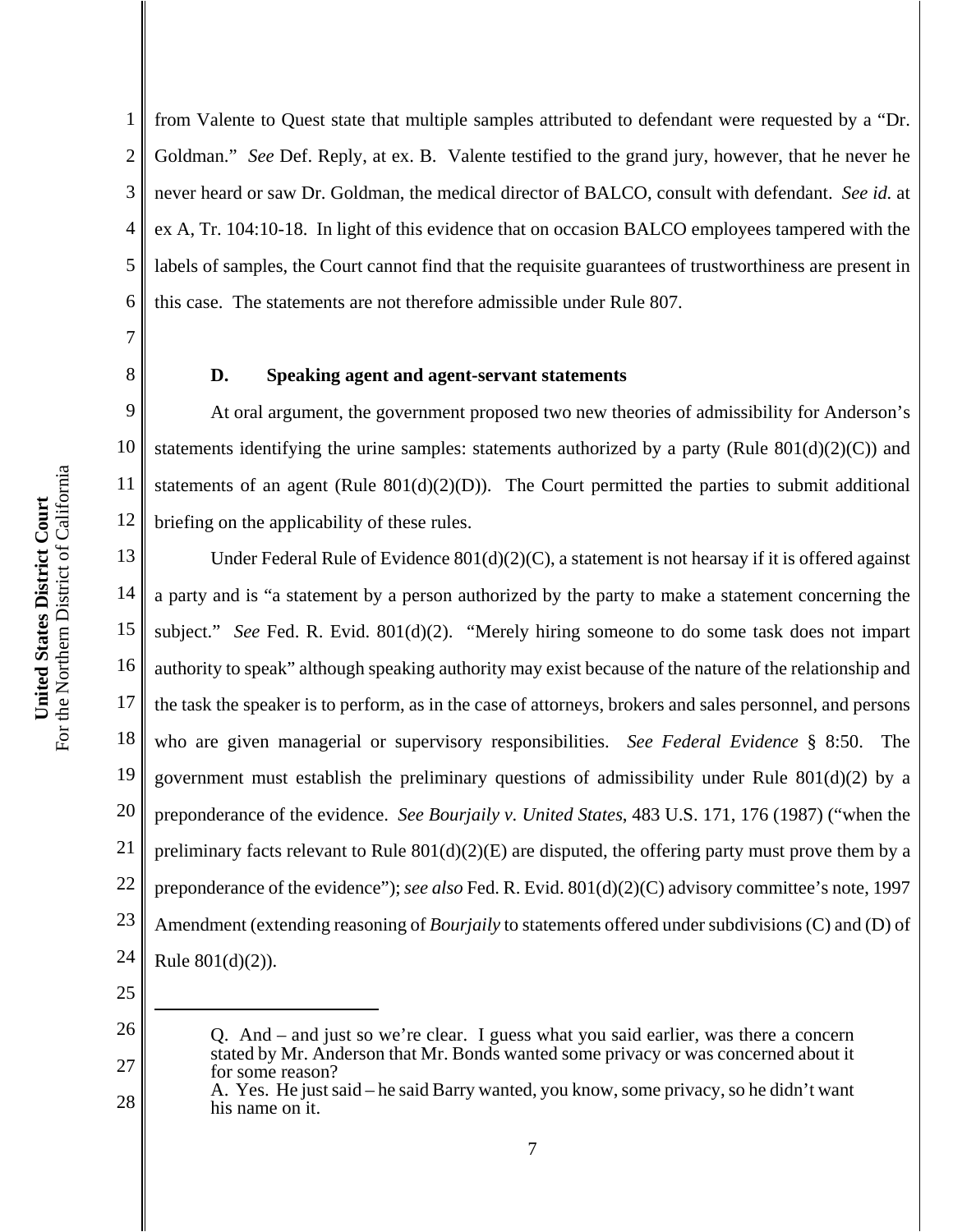from Valente to Quest state that multiple samples attributed to defendant were requested by a "Dr. Goldman." *See* Def. Reply, at ex. B. Valente testified to the grand jury, however, that he never he never heard or saw Dr. Goldman, the medical director of BALCO, consult with defendant. *See id.* at ex A, Tr. 104:10-18. In light of this evidence that on occasion BALCO employees tampered with the labels of samples, the Court cannot find that the requisite guarantees of trustworthiness are present in this case. The statements are not therefore admissible under Rule 807.

**D. Speaking agent and agent-servant statements**

At oral argument, the government proposed two new theories of admissibility for Anderson's statements identifying the urine samples: statements authorized by a party (Rule 801(d)(2)(C)) and statements of an agent (Rule 801(d)(2)(D)). The Court permitted the parties to submit additional briefing on the applicability of these rules.

Under Federal Rule of Evidence 801(d)(2)(C), a statement is not hearsay if it is offered against a party and is "a statement by a person authorized by the party to make a statement concerning the subject." *See* Fed. R. Evid. 801(d)(2). "Merely hiring someone to do some task does not impart authority to speak" although speaking authority may exist because of the nature of the relationship and the task the speaker is to perform, as in the case of attorneys, brokers and sales personnel, and persons who are given managerial or supervisory responsibilities. *See Federal Evidence* § 8:50. The government must establish the preliminary questions of admissibility under Rule 801(d)(2) by a preponderance of the evidence. *See Bourjaily v. United States*, 483 U.S. 171, 176 (1987) ("when the preliminary facts relevant to Rule 801(d)(2)(E) are disputed, the offering party must prove them by a preponderance of the evidence"); *see also* Fed. R. Evid. 801(d)(2)(C) advisory committee's note, 1997 Amendment (extending reasoning of *Bourjaily* to statements offered under subdivisions (C) and (D) of Rule 801(d)(2)).

---

Q. And – and just so we're clear. I guess what you said earlier, was there a concern stated by Mr. Anderson that Mr. Bonds wanted some privacy or was concerned about it for some reason?
A. Yes. He just said – he said Barry wanted, you know, some privacy, so he didn't want his name on it.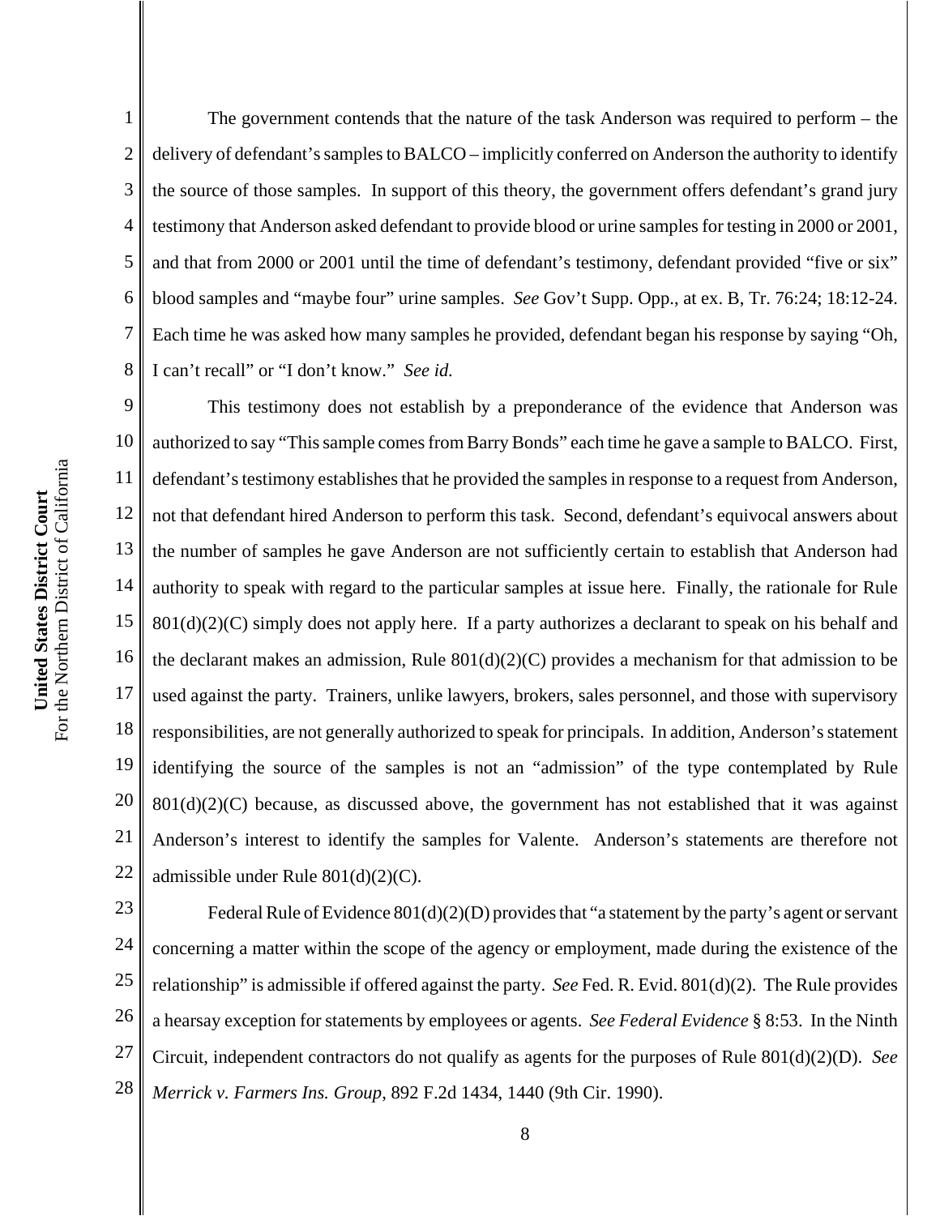The government contends that the nature of the task Anderson was required to perform – the delivery of defendant's samples to BALCO – implicitly conferred on Anderson the authority to identify the source of those samples. In support of this theory, the government offers defendant's grand jury testimony that Anderson asked defendant to provide blood or urine samples for testing in 2000 or 2001, and that from 2000 or 2001 until the time of defendant's testimony, defendant provided "five or six" blood samples and "maybe four" urine samples. *See* Gov't Supp. Opp., at ex. B, Tr. 76:24; 18:12-24. Each time he was asked how many samples he provided, defendant began his response by saying "Oh, I can't recall" or "I don't know." *See id.*

This testimony does not establish by a preponderance of the evidence that Anderson was authorized to say "This sample comes from Barry Bonds" each time he gave a sample to BALCO. First, defendant's testimony establishes that he provided the samples in response to a request from Anderson, not that defendant hired Anderson to perform this task. Second, defendant's equivocal answers about the number of samples he gave Anderson are not sufficiently certain to establish that Anderson had authority to speak with regard to the particular samples at issue here. Finally, the rationale for Rule 801(d)(2)(C) simply does not apply here. If a party authorizes a declarant to speak on his behalf and the declarant makes an admission, Rule 801(d)(2)(C) provides a mechanism for that admission to be used against the party. Trainers, unlike lawyers, brokers, sales personnel, and those with supervisory responsibilities, are not generally authorized to speak for principals. In addition, Anderson's statement identifying the source of the samples is not an "admission" of the type contemplated by Rule 801(d)(2)(C) because, as discussed above, the government has not established that it was against Anderson's interest to identify the samples for Valente. Anderson's statements are therefore not admissible under Rule 801(d)(2)(C).

Federal Rule of Evidence 801(d)(2)(D) provides that "a statement by the party's agent or servant concerning a matter within the scope of the agency or employment, made during the existence of the relationship" is admissible if offered against the party. *See* Fed. R. Evid. 801(d)(2). The Rule provides a hearsay exception for statements by employees or agents. *See Federal Evidence* § 8:53. In the Ninth Circuit, independent contractors do not qualify as agents for the purposes of Rule 801(d)(2)(D). *See Merrick v. Farmers Ins. Group*, 892 F.2d 1434, 1440 (9th Cir. 1990).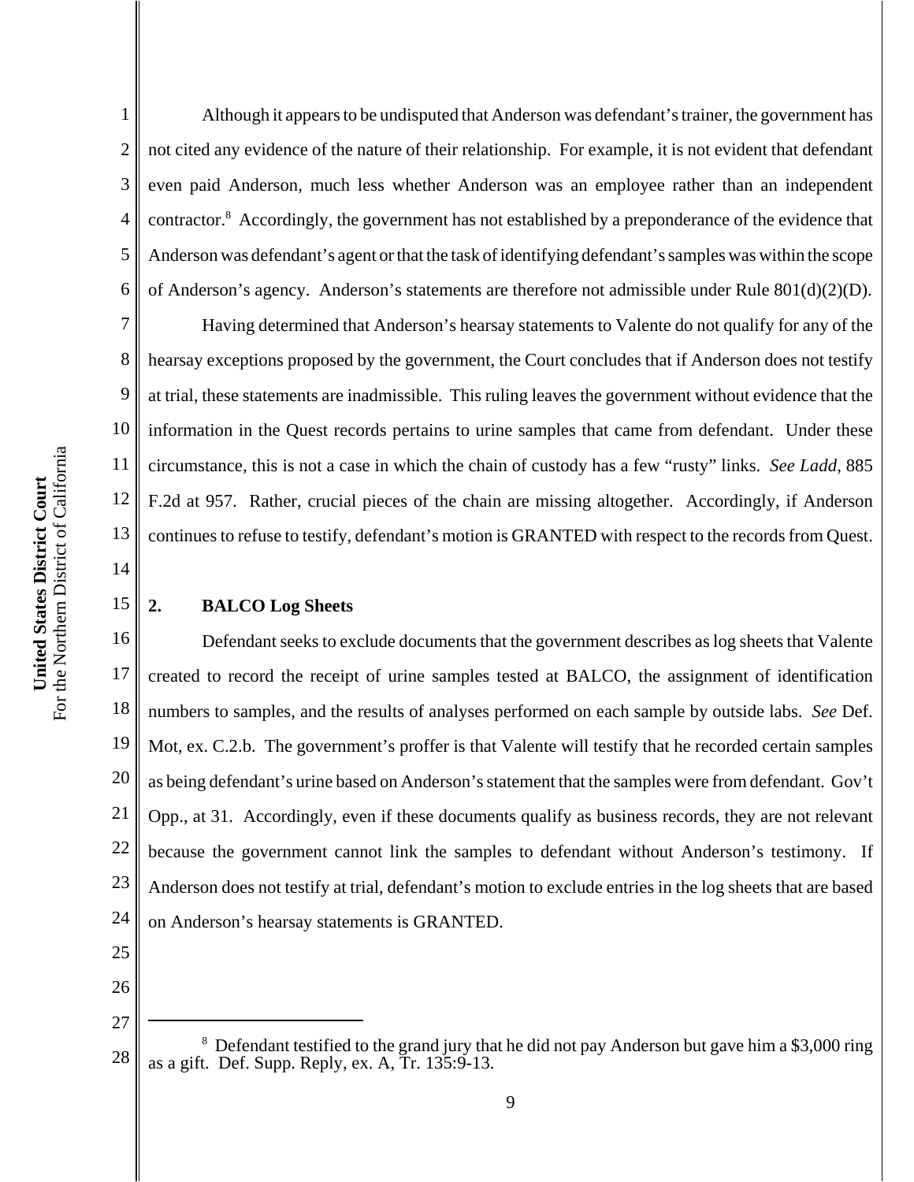Although it appears to be undisputed that Anderson was defendant's trainer, the government has not cited any evidence of the nature of their relationship. For example, it is not evident that defendant even paid Anderson, much less whether Anderson was an employee rather than an independent contractor.[8] Accordingly, the government has not established by a preponderance of the evidence that Anderson was defendant's agent or that the task of identifying defendant's samples was within the scope of Anderson's agency. Anderson's statements are therefore not admissible under Rule 801(d)(2)(D).

Having determined that Anderson's hearsay statements to Valente do not qualify for any of the hearsay exceptions proposed by the government, the Court concludes that if Anderson does not testify at trial, these statements are inadmissible. This ruling leaves the government without evidence that the information in the Quest records pertains to urine samples that came from defendant. Under these circumstance, this is not a case in which the chain of custody has a few "rusty" links. *See Ladd*, 885 F.2d at 957. Rather, crucial pieces of the chain are missing altogether. Accordingly, if Anderson continues to refuse to testify, defendant's motion is GRANTED with respect to the records from Quest.

### 2. BALCO Log Sheets

Defendant seeks to exclude documents that the government describes as log sheets that Valente created to record the receipt of urine samples tested at BALCO, the assignment of identification numbers to samples, and the results of analyses performed on each sample by outside labs. *See* Def. Mot, ex. C.2.b. The government's proffer is that Valente will testify that he recorded certain samples as being defendant's urine based on Anderson's statement that the samples were from defendant. Gov't Opp., at 31. Accordingly, even if these documents qualify as business records, they are not relevant because the government cannot link the samples to defendant without Anderson's testimony. If Anderson does not testify at trial, defendant's motion to exclude entries in the log sheets that are based on Anderson's hearsay statements is GRANTED.

---

[8] Defendant testified to the grand jury that he did not pay Anderson but gave him a $3,000 ring as a gift. Def. Supp. Reply, ex. A, Tr. 135:9-13.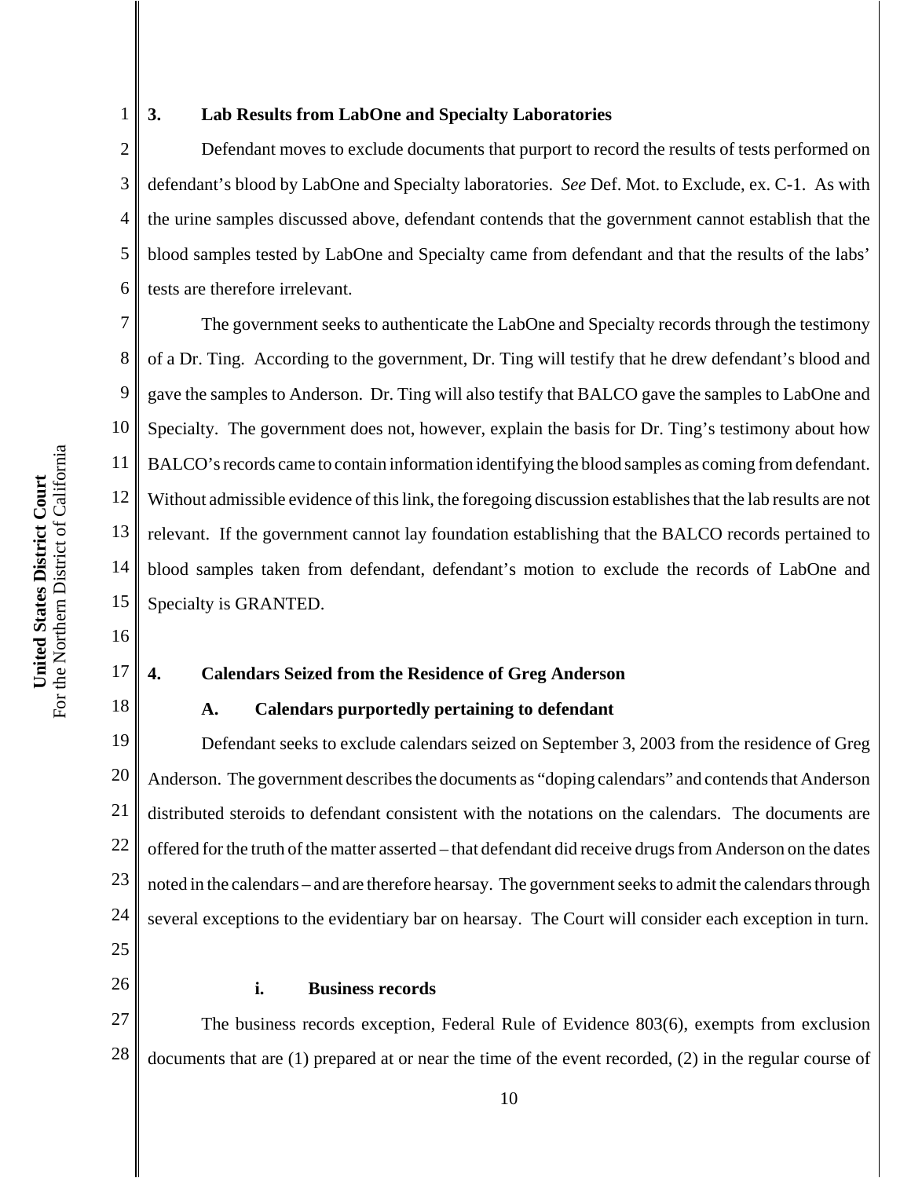### 3. Lab Results from LabOne and Specialty Laboratories

Defendant moves to exclude documents that purport to record the results of tests performed on defendant's blood by LabOne and Specialty laboratories. *See* Def. Mot. to Exclude, ex. C-1. As with the urine samples discussed above, defendant contends that the government cannot establish that the blood samples tested by LabOne and Specialty came from defendant and that the results of the labs' tests are therefore irrelevant.

The government seeks to authenticate the LabOne and Specialty records through the testimony of a Dr. Ting. According to the government, Dr. Ting will testify that he drew defendant's blood and gave the samples to Anderson. Dr. Ting will also testify that BALCO gave the samples to LabOne and Specialty. The government does not, however, explain the basis for Dr. Ting's testimony about how BALCO's records came to contain information identifying the blood samples as coming from defendant. Without admissible evidence of this link, the foregoing discussion establishes that the lab results are not relevant. If the government cannot lay foundation establishing that the BALCO records pertained to blood samples taken from defendant, defendant's motion to exclude the records of LabOne and Specialty is GRANTED.

### 4. Calendars Seized from the Residence of Greg Anderson

#### A. Calendars purportedly pertaining to defendant

Defendant seeks to exclude calendars seized on September 3, 2003 from the residence of Greg Anderson. The government describes the documents as "doping calendars" and contends that Anderson distributed steroids to defendant consistent with the notations on the calendars. The documents are offered for the truth of the matter asserted – that defendant did receive drugs from Anderson on the dates noted in the calendars – and are therefore hearsay. The government seeks to admit the calendars through several exceptions to the evidentiary bar on hearsay. The Court will consider each exception in turn.

##### i. Business records

The business records exception, Federal Rule of Evidence 803(6), exempts from exclusion documents that are (1) prepared at or near the time of the event recorded, (2) in the regular course of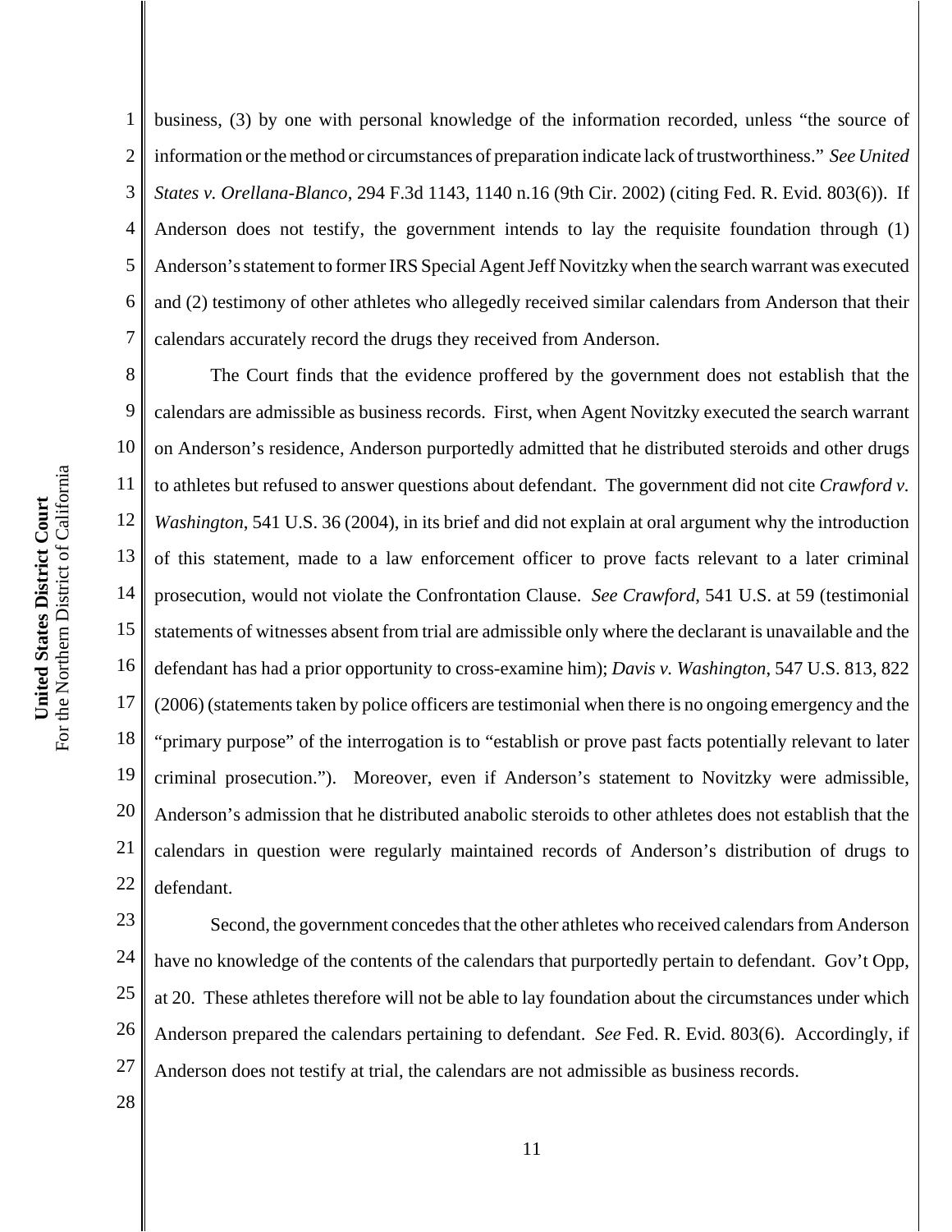business, (3) by one with personal knowledge of the information recorded, unless "the source of information or the method or circumstances of preparation indicate lack of trustworthiness." *See United States v. Orellana-Blanco*, 294 F.3d 1143, 1140 n.16 (9th Cir. 2002) (citing Fed. R. Evid. 803(6)). If Anderson does not testify, the government intends to lay the requisite foundation through (1) Anderson's statement to former IRS Special Agent Jeff Novitzky when the search warrant was executed and (2) testimony of other athletes who allegedly received similar calendars from Anderson that their calendars accurately record the drugs they received from Anderson.

The Court finds that the evidence proffered by the government does not establish that the calendars are admissible as business records. First, when Agent Novitzky executed the search warrant on Anderson's residence, Anderson purportedly admitted that he distributed steroids and other drugs to athletes but refused to answer questions about defendant. The government did not cite *Crawford v. Washington*, 541 U.S. 36 (2004), in its brief and did not explain at oral argument why the introduction of this statement, made to a law enforcement officer to prove facts relevant to a later criminal prosecution, would not violate the Confrontation Clause. *See Crawford*, 541 U.S. at 59 (testimonial statements of witnesses absent from trial are admissible only where the declarant is unavailable and the defendant has had a prior opportunity to cross-examine him); *Davis v. Washington*, 547 U.S. 813, 822 (2006) (statements taken by police officers are testimonial when there is no ongoing emergency and the "primary purpose" of the interrogation is to "establish or prove past facts potentially relevant to later criminal prosecution."). Moreover, even if Anderson's statement to Novitzky were admissible, Anderson's admission that he distributed anabolic steroids to other athletes does not establish that the calendars in question were regularly maintained records of Anderson's distribution of drugs to defendant.

Second, the government concedes that the other athletes who received calendars from Anderson have no knowledge of the contents of the calendars that purportedly pertain to defendant. Gov't Opp, at 20. These athletes therefore will not be able to lay foundation about the circumstances under which Anderson prepared the calendars pertaining to defendant. *See* Fed. R. Evid. 803(6). Accordingly, if Anderson does not testify at trial, the calendars are not admissible as business records.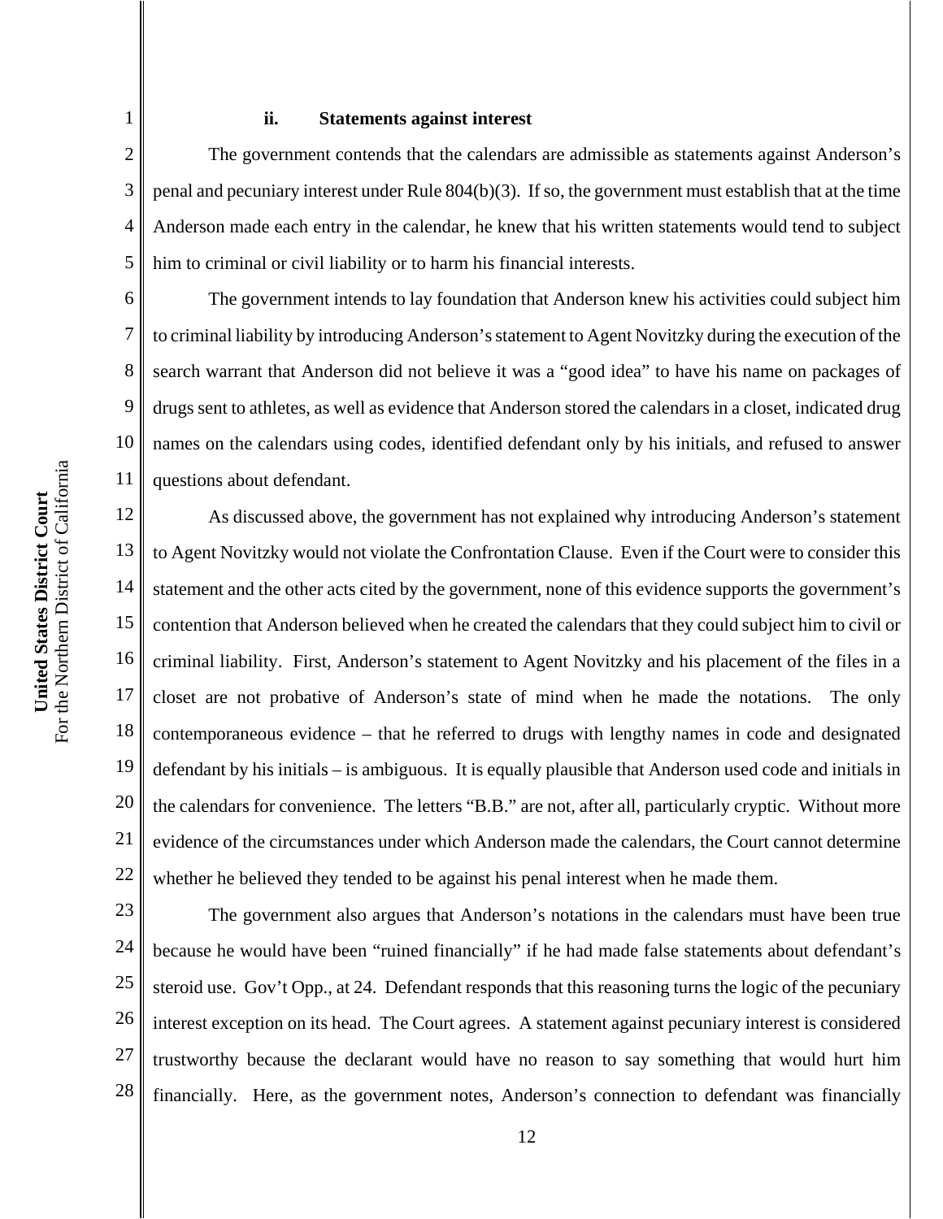### ii. Statements against interest

The government contends that the calendars are admissible as statements against Anderson's penal and pecuniary interest under Rule 804(b)(3). If so, the government must establish that at the time Anderson made each entry in the calendar, he knew that his written statements would tend to subject him to criminal or civil liability or to harm his financial interests.

The government intends to lay foundation that Anderson knew his activities could subject him to criminal liability by introducing Anderson's statement to Agent Novitzky during the execution of the search warrant that Anderson did not believe it was a "good idea" to have his name on packages of drugs sent to athletes, as well as evidence that Anderson stored the calendars in a closet, indicated drug names on the calendars using codes, identified defendant only by his initials, and refused to answer questions about defendant.

As discussed above, the government has not explained why introducing Anderson's statement to Agent Novitzky would not violate the Confrontation Clause. Even if the Court were to consider this statement and the other acts cited by the government, none of this evidence supports the government's contention that Anderson believed when he created the calendars that they could subject him to civil or criminal liability. First, Anderson's statement to Agent Novitzky and his placement of the files in a closet are not probative of Anderson's state of mind when he made the notations. The only contemporaneous evidence – that he referred to drugs with lengthy names in code and designated defendant by his initials – is ambiguous. It is equally plausible that Anderson used code and initials in the calendars for convenience. The letters "B.B." are not, after all, particularly cryptic. Without more evidence of the circumstances under which Anderson made the calendars, the Court cannot determine whether he believed they tended to be against his penal interest when he made them.

The government also argues that Anderson's notations in the calendars must have been true because he would have been "ruined financially" if he had made false statements about defendant's steroid use. Gov't Opp., at 24. Defendant responds that this reasoning turns the logic of the pecuniary interest exception on its head. The Court agrees. A statement against pecuniary interest is considered trustworthy because the declarant would have no reason to say something that would hurt him financially. Here, as the government notes, Anderson's connection to defendant was financially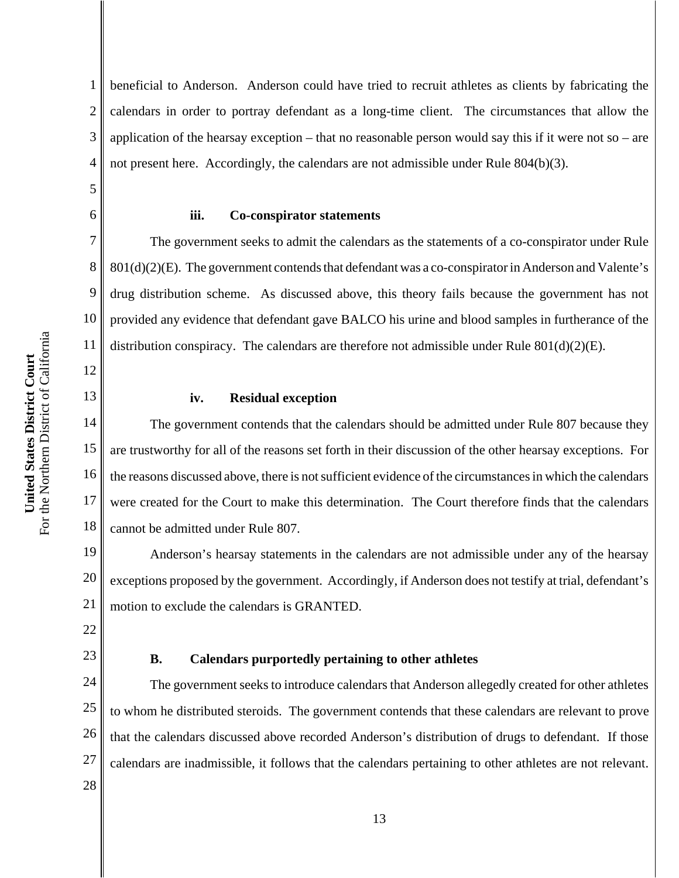beneficial to Anderson. Anderson could have tried to recruit athletes as clients by fabricating the calendars in order to portray defendant as a long-time client. The circumstances that allow the application of the hearsay exception – that no reasonable person would say this if it were not so – are not present here. Accordingly, the calendars are not admissible under Rule 804(b)(3).

#### iii. Co-conspirator statements

The government seeks to admit the calendars as the statements of a co-conspirator under Rule 801(d)(2)(E). The government contends that defendant was a co-conspirator in Anderson and Valente's drug distribution scheme. As discussed above, this theory fails because the government has not provided any evidence that defendant gave BALCO his urine and blood samples in furtherance of the distribution conspiracy. The calendars are therefore not admissible under Rule 801(d)(2)(E).

#### iv. Residual exception

The government contends that the calendars should be admitted under Rule 807 because they are trustworthy for all of the reasons set forth in their discussion of the other hearsay exceptions. For the reasons discussed above, there is not sufficient evidence of the circumstances in which the calendars were created for the Court to make this determination. The Court therefore finds that the calendars cannot be admitted under Rule 807.

Anderson's hearsay statements in the calendars are not admissible under any of the hearsay exceptions proposed by the government. Accordingly, if Anderson does not testify at trial, defendant's motion to exclude the calendars is GRANTED.

### B. Calendars purportedly pertaining to other athletes

The government seeks to introduce calendars that Anderson allegedly created for other athletes to whom he distributed steroids. The government contends that these calendars are relevant to prove that the calendars discussed above recorded Anderson's distribution of drugs to defendant. If those calendars are inadmissible, it follows that the calendars pertaining to other athletes are not relevant.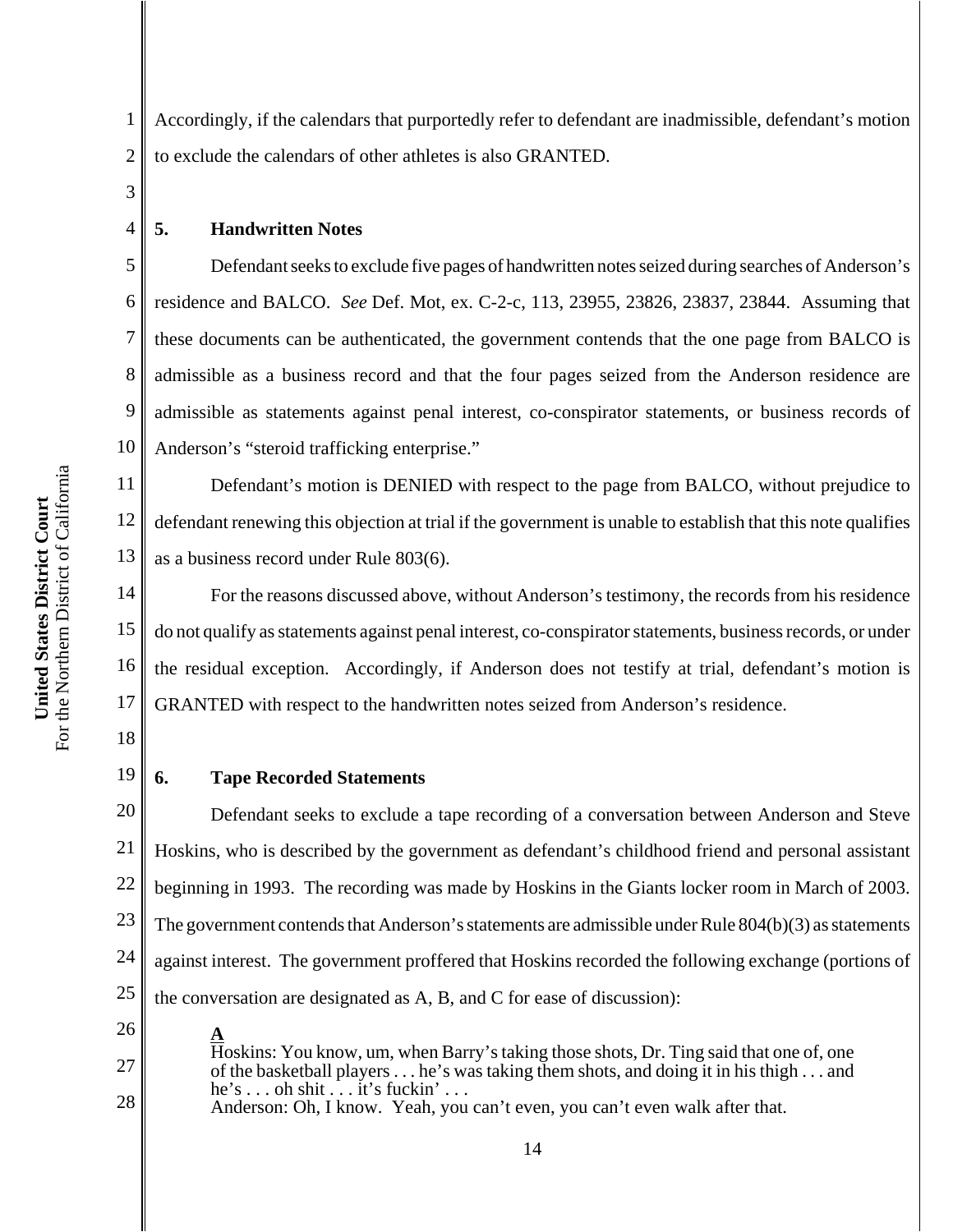Accordingly, if the calendars that purportedly refer to defendant are inadmissible, defendant's motion to exclude the calendars of other athletes is also GRANTED.

**5. Handwritten Notes**

Defendant seeks to exclude five pages of handwritten notes seized during searches of Anderson's residence and BALCO. *See* Def. Mot, ex. C-2-c, 113, 23955, 23826, 23837, 23844. Assuming that these documents can be authenticated, the government contends that the one page from BALCO is admissible as a business record and that the four pages seized from the Anderson residence are admissible as statements against penal interest, co-conspirator statements, or business records of Anderson's "steroid trafficking enterprise."

Defendant's motion is DENIED with respect to the page from BALCO, without prejudice to defendant renewing this objection at trial if the government is unable to establish that this note qualifies as a business record under Rule 803(6).

For the reasons discussed above, without Anderson's testimony, the records from his residence do not qualify as statements against penal interest, co-conspirator statements, business records, or under the residual exception. Accordingly, if Anderson does not testify at trial, defendant's motion is GRANTED with respect to the handwritten notes seized from Anderson's residence.

**6. Tape Recorded Statements**

Defendant seeks to exclude a tape recording of a conversation between Anderson and Steve Hoskins, who is described by the government as defendant's childhood friend and personal assistant beginning in 1993. The recording was made by Hoskins in the Giants locker room in March of 2003. The government contends that Anderson's statements are admissible under Rule 804(b)(3) as statements against interest. The government proffered that Hoskins recorded the following exchange (portions of the conversation are designated as A, B, and C for ease of discussion):

> **<u>A</u>**
> Hoskins: You know, um, when Barry's taking those shots, Dr. Ting said that one of, one of the basketball players . . . he's was taking them shots, and doing it in his thigh . . . and he's . . . oh shit . . . it's fuckin' . . .
> Anderson: Oh, I know. Yeah, you can't even, you can't even walk after that.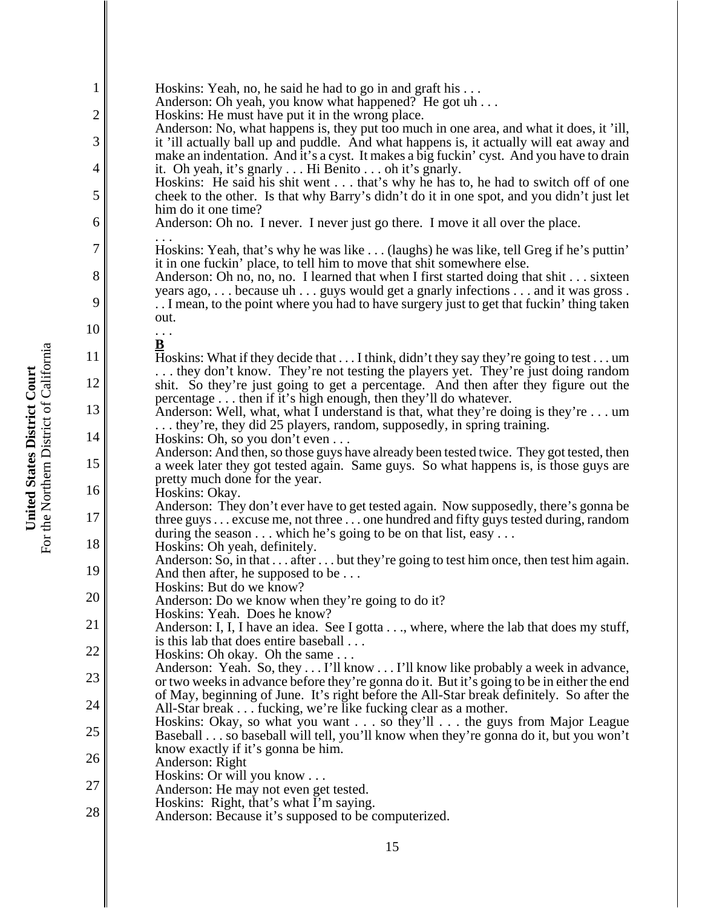Hoskins: Yeah, no, he said he had to go in and graft his . . .
Anderson: Oh yeah, you know what happened? He got uh . . .
Hoskins: He must have put it in the wrong place.
Anderson: No, what happens is, they put too much in one area, and what it does, it 'ill, it 'ill actually ball up and puddle. And what happens is, it actually will eat away and make an indentation. And it's a cyst. It makes a big fuckin' cyst. And you have to drain it. Oh yeah, it's gnarly . . . Hi Benito . . . oh it's gnarly.
Hoskins: He said his shit went . . . that's why he has to, he had to switch off of one cheek to the other. Is that why Barry's didn't do it in one spot, and you didn't just let him do it one time?
Anderson: Oh no. I never. I never just go there. I move it all over the place.
. . .
Hoskins: Yeah, that's why he was like . . . (laughs) he was like, tell Greg if he's puttin' it in one fuckin' place, to tell him to move that shit somewhere else.
Anderson: Oh no, no, no. I learned that when I first started doing that shit . . . sixteen years ago, . . . because uh . . . guys would get a gnarly infections . . . and it was gross . . . I mean, to the point where you had to have surgery just to get that fuckin' thing taken out.
. . .

**B**

Hoskins: What if they decide that . . . I think, didn't they say they're going to test . . . um . . . they don't know. They're not testing the players yet. They're just doing random shit. So they're just going to get a percentage. And then after they figure out the percentage . . . then if it's high enough, then they'll do whatever.
Anderson: Well, what, what I understand is that, what they're doing is they're . . . um . . . they're, they did 25 players, random, supposedly, in spring training.
Hoskins: Oh, so you don't even . . .
Anderson: And then, so those guys have already been tested twice. They got tested, then a week later they got tested again. Same guys. So what happens is, is those guys are pretty much done for the year.
Hoskins: Okay.
Anderson: They don't ever have to get tested again. Now supposedly, there's gonna be three guys . . . excuse me, not three . . . one hundred and fifty guys tested during, random during the season . . . which he's going to be on that list, easy . . .
Hoskins: Oh yeah, definitely.
Anderson: So, in that . . . after . . . but they're going to test him once, then test him again. And then after, he supposed to be . . .
Hoskins: But do we know?
Anderson: Do we know when they're going to do it?
Hoskins: Yeah. Does he know?
Anderson: I, I, I have an idea. See I gotta . . ., where, where the lab that does my stuff, is this lab that does entire baseball . . .
Hoskins: Oh okay. Oh the same . . .
Anderson: Yeah. So, they . . . I'll know . . . I'll know like probably a week in advance, or two weeks in advance before they're gonna do it. But it's going to be in either the end of May, beginning of June. It's right before the All-Star break definitely. So after the All-Star break . . . fucking, we're like fucking clear as a mother.
Hoskins: Okay, so what you want . . . so they'll . . . the guys from Major League Baseball . . . so baseball will tell, you'll know when they're gonna do it, but you won't know exactly if it's gonna be him.
Anderson: Right
Hoskins: Or will you know . . .
Anderson: He may not even get tested.
Hoskins: Right, that's what I'm saying.
Anderson: Because it's supposed to be computerized.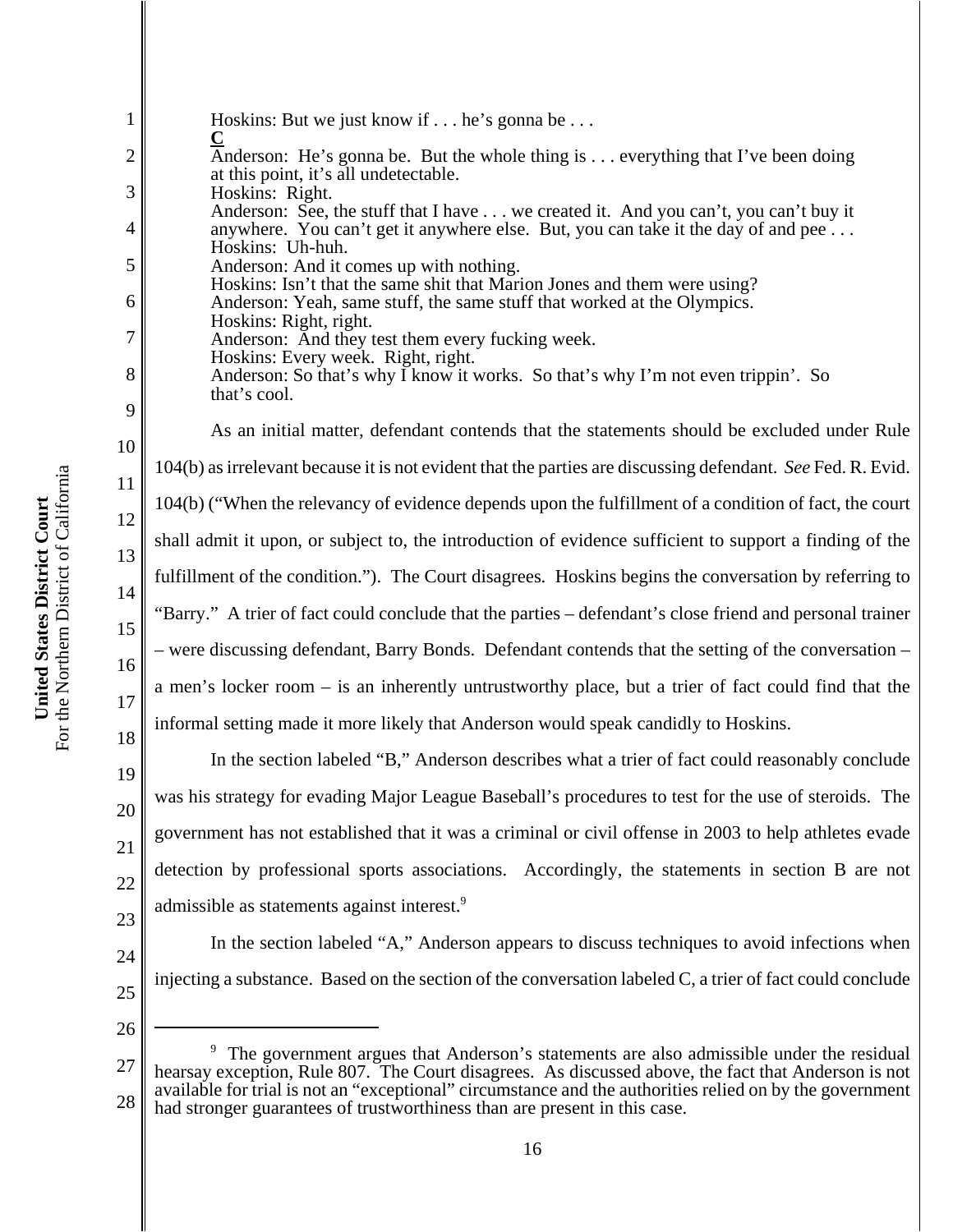Hoskins: But we just know if . . . he's gonna be . . .

**C**

Anderson: He's gonna be. But the whole thing is . . . everything that I've been doing at this point, it's all undetectable.
Hoskins: Right.
Anderson: See, the stuff that I have . . . we created it. And you can't, you can't buy it anywhere. You can't get it anywhere else. But, you can take it the day of and pee . . .
Hoskins: Uh-huh.
Anderson: And it comes up with nothing.
Hoskins: Isn't that the same shit that Marion Jones and them were using?
Anderson: Yeah, same stuff, the same stuff that worked at the Olympics.
Hoskins: Right, right.
Anderson: And they test them every fucking week.
Hoskins: Every week. Right, right.
Anderson: So that's why I know it works. So that's why I'm not even trippin'. So that's cool.

As an initial matter, defendant contends that the statements should be excluded under Rule 104(b) as irrelevant because it is not evident that the parties are discussing defendant. *See* Fed. R. Evid. 104(b) ("When the relevancy of evidence depends upon the fulfillment of a condition of fact, the court shall admit it upon, or subject to, the introduction of evidence sufficient to support a finding of the fulfillment of the condition."). The Court disagrees. Hoskins begins the conversation by referring to "Barry." A trier of fact could conclude that the parties – defendant's close friend and personal trainer – were discussing defendant, Barry Bonds. Defendant contends that the setting of the conversation – a men's locker room – is an inherently untrustworthy place, but a trier of fact could find that the informal setting made it more likely that Anderson would speak candidly to Hoskins.

In the section labeled "B," Anderson describes what a trier of fact could reasonably conclude was his strategy for evading Major League Baseball's procedures to test for the use of steroids. The government has not established that it was a criminal or civil offense in 2003 to help athletes evade detection by professional sports associations. Accordingly, the statements in section B are not admissible as statements against interest.[9]

In the section labeled "A," Anderson appears to discuss techniques to avoid infections when injecting a substance. Based on the section of the conversation labeled C, a trier of fact could conclude

---

[9] The government argues that Anderson's statements are also admissible under the residual hearsay exception, Rule 807. The Court disagrees. As discussed above, the fact that Anderson is not available for trial is not an "exceptional" circumstance and the authorities relied on by the government had stronger guarantees of trustworthiness than are present in this case.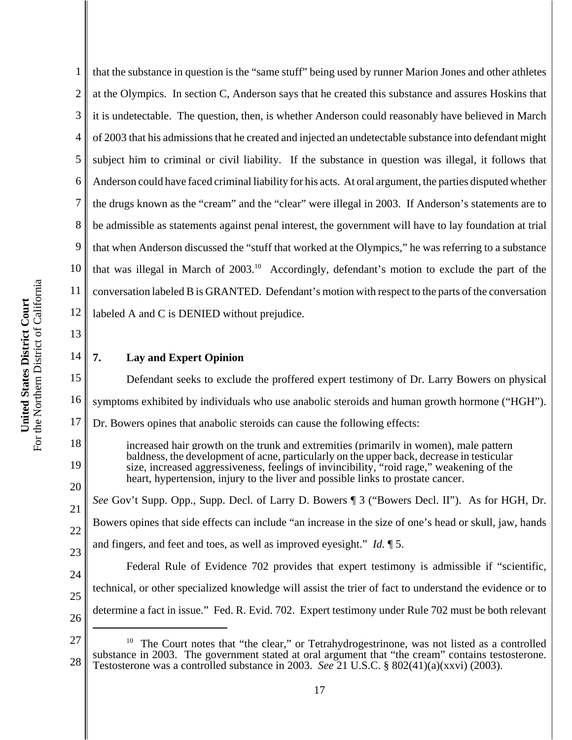that the substance in question is the "same stuff" being used by runner Marion Jones and other athletes at the Olympics. In section C, Anderson says that he created this substance and assures Hoskins that it is undetectable. The question, then, is whether Anderson could reasonably have believed in March of 2003 that his admissions that he created and injected an undetectable substance into defendant might subject him to criminal or civil liability. If the substance in question was illegal, it follows that Anderson could have faced criminal liability for his acts. At oral argument, the parties disputed whether the drugs known as the "cream" and the "clear" were illegal in 2003. If Anderson's statements are to be admissible as statements against penal interest, the government will have to lay foundation at trial that when Anderson discussed the "stuff that worked at the Olympics," he was referring to a substance that was illegal in March of 2003.[10] Accordingly, defendant's motion to exclude the part of the conversation labeled B is GRANTED. Defendant's motion with respect to the parts of the conversation labeled A and C is DENIED without prejudice.

### 7. Lay and Expert Opinion

Defendant seeks to exclude the proffered expert testimony of Dr. Larry Bowers on physical symptoms exhibited by individuals who use anabolic steroids and human growth hormone ("HGH"). Dr. Bowers opines that anabolic steroids can cause the following effects:

> increased hair growth on the trunk and extremities (primarily in women), male pattern baldness, the development of acne, particularly on the upper back, decrease in testicular size, increased aggressiveness, feelings of invincibility, "roid rage," weakening of the heart, hypertension, injury to the liver and possible links to prostate cancer.

*See* Gov't Supp. Opp., Supp. Decl. of Larry D. Bowers ¶ 3 ("Bowers Decl. II"). As for HGH, Dr. Bowers opines that side effects can include "an increase in the size of one's head or skull, jaw, hands and fingers, and feet and toes, as well as improved eyesight." *Id.* ¶ 5.

Federal Rule of Evidence 702 provides that expert testimony is admissible if "scientific, technical, or other specialized knowledge will assist the trier of fact to understand the evidence or to determine a fact in issue." Fed. R. Evid. 702. Expert testimony under Rule 702 must be both relevant

---

[10] The Court notes that "the clear," or Tetrahydrogestrinone, was not listed as a controlled substance in 2003. The government stated at oral argument that "the cream" contains testosterone. Testosterone was a controlled substance in 2003. *See* 21 U.S.C. § 802(41)(a)(xxvi) (2003).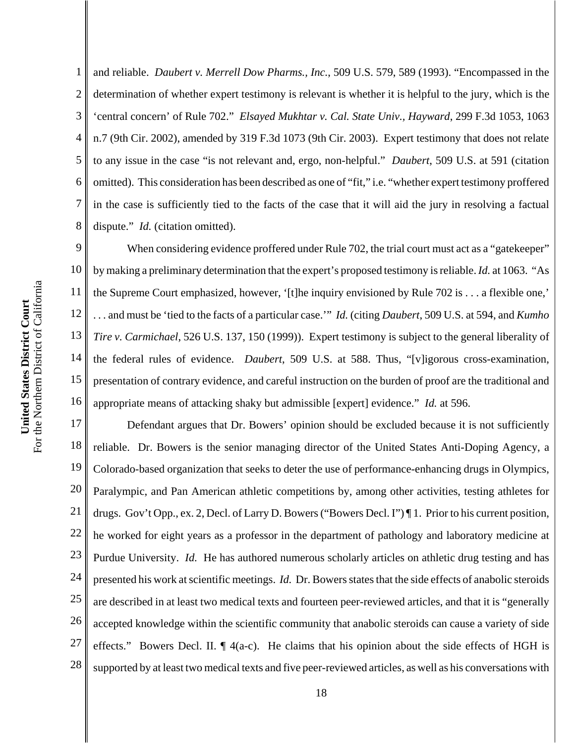and reliable. *Daubert v. Merrell Dow Pharms., Inc.*, 509 U.S. 579, 589 (1993). "Encompassed in the determination of whether expert testimony is relevant is whether it is helpful to the jury, which is the 'central concern' of Rule 702." *Elsayed Mukhtar v. Cal. State Univ., Hayward*, 299 F.3d 1053, 1063 n.7 (9th Cir. 2002), amended by 319 F.3d 1073 (9th Cir. 2003). Expert testimony that does not relate to any issue in the case "is not relevant and, ergo, non-helpful." *Daubert*, 509 U.S. at 591 (citation omitted). This consideration has been described as one of "fit," i.e. "whether expert testimony proffered in the case is sufficiently tied to the facts of the case that it will aid the jury in resolving a factual dispute." *Id.* (citation omitted).

When considering evidence proffered under Rule 702, the trial court must act as a "gatekeeper" by making a preliminary determination that the expert's proposed testimony is reliable. *Id.* at 1063. "As the Supreme Court emphasized, however, '[t]he inquiry envisioned by Rule 702 is . . . a flexible one,' . . . and must be 'tied to the facts of a particular case.'" *Id.* (citing *Daubert*, 509 U.S. at 594, and *Kumho Tire v. Carmichael*, 526 U.S. 137, 150 (1999)). Expert testimony is subject to the general liberality of the federal rules of evidence. *Daubert*, 509 U.S. at 588. Thus, "[v]igorous cross-examination, presentation of contrary evidence, and careful instruction on the burden of proof are the traditional and appropriate means of attacking shaky but admissible [expert] evidence." *Id.* at 596.

Defendant argues that Dr. Bowers' opinion should be excluded because it is not sufficiently reliable. Dr. Bowers is the senior managing director of the United States Anti-Doping Agency, a Colorado-based organization that seeks to deter the use of performance-enhancing drugs in Olympics, Paralympic, and Pan American athletic competitions by, among other activities, testing athletes for drugs. Gov't Opp., ex. 2, Decl. of Larry D. Bowers ("Bowers Decl. I") ¶ 1. Prior to his current position, he worked for eight years as a professor in the department of pathology and laboratory medicine at Purdue University. *Id.* He has authored numerous scholarly articles on athletic drug testing and has presented his work at scientific meetings. *Id.* Dr. Bowers states that the side effects of anabolic steroids are described in at least two medical texts and fourteen peer-reviewed articles, and that it is "generally accepted knowledge within the scientific community that anabolic steroids can cause a variety of side effects." Bowers Decl. II. ¶ 4(a-c). He claims that his opinion about the side effects of HGH is supported by at least two medical texts and five peer-reviewed articles, as well as his conversations with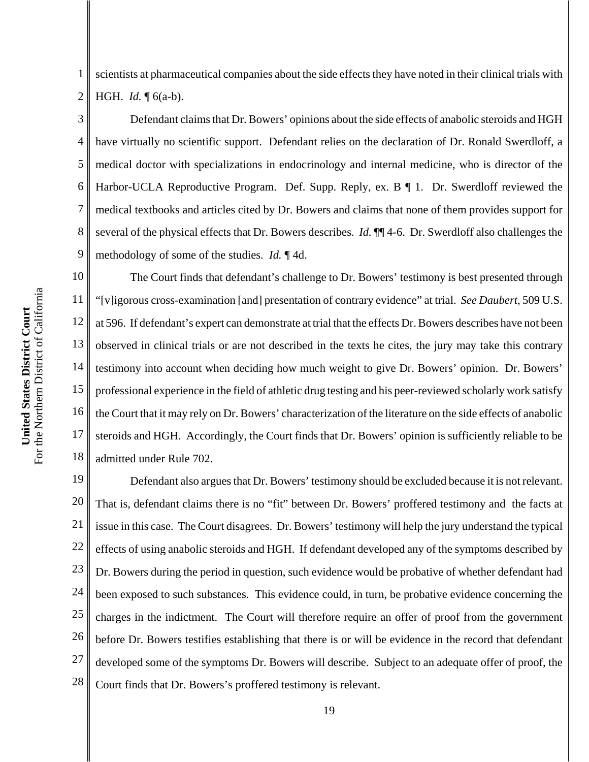scientists at pharmaceutical companies about the side effects they have noted in their clinical trials with HGH. *Id.* ¶ 6(a-b).

Defendant claims that Dr. Bowers' opinions about the side effects of anabolic steroids and HGH have virtually no scientific support. Defendant relies on the declaration of Dr. Ronald Swerdloff, a medical doctor with specializations in endocrinology and internal medicine, who is director of the Harbor-UCLA Reproductive Program. Def. Supp. Reply, ex. B ¶ 1. Dr. Swerdloff reviewed the medical textbooks and articles cited by Dr. Bowers and claims that none of them provides support for several of the physical effects that Dr. Bowers describes. *Id.* ¶¶ 4-6. Dr. Swerdloff also challenges the methodology of some of the studies. *Id.* ¶ 4d.

The Court finds that defendant's challenge to Dr. Bowers' testimony is best presented through "[v]igorous cross-examination [and] presentation of contrary evidence" at trial. *See Daubert*, 509 U.S. at 596. If defendant's expert can demonstrate at trial that the effects Dr. Bowers describes have not been observed in clinical trials or are not described in the texts he cites, the jury may take this contrary testimony into account when deciding how much weight to give Dr. Bowers' opinion. Dr. Bowers' professional experience in the field of athletic drug testing and his peer-reviewed scholarly work satisfy the Court that it may rely on Dr. Bowers' characterization of the literature on the side effects of anabolic steroids and HGH. Accordingly, the Court finds that Dr. Bowers' opinion is sufficiently reliable to be admitted under Rule 702.

Defendant also argues that Dr. Bowers' testimony should be excluded because it is not relevant. That is, defendant claims there is no "fit" between Dr. Bowers' proffered testimony and the facts at issue in this case. The Court disagrees. Dr. Bowers' testimony will help the jury understand the typical effects of using anabolic steroids and HGH. If defendant developed any of the symptoms described by Dr. Bowers during the period in question, such evidence would be probative of whether defendant had been exposed to such substances. This evidence could, in turn, be probative evidence concerning the charges in the indictment. The Court will therefore require an offer of proof from the government before Dr. Bowers testifies establishing that there is or will be evidence in the record that defendant developed some of the symptoms Dr. Bowers will describe. Subject to an adequate offer of proof, the Court finds that Dr. Bowers's proffered testimony is relevant.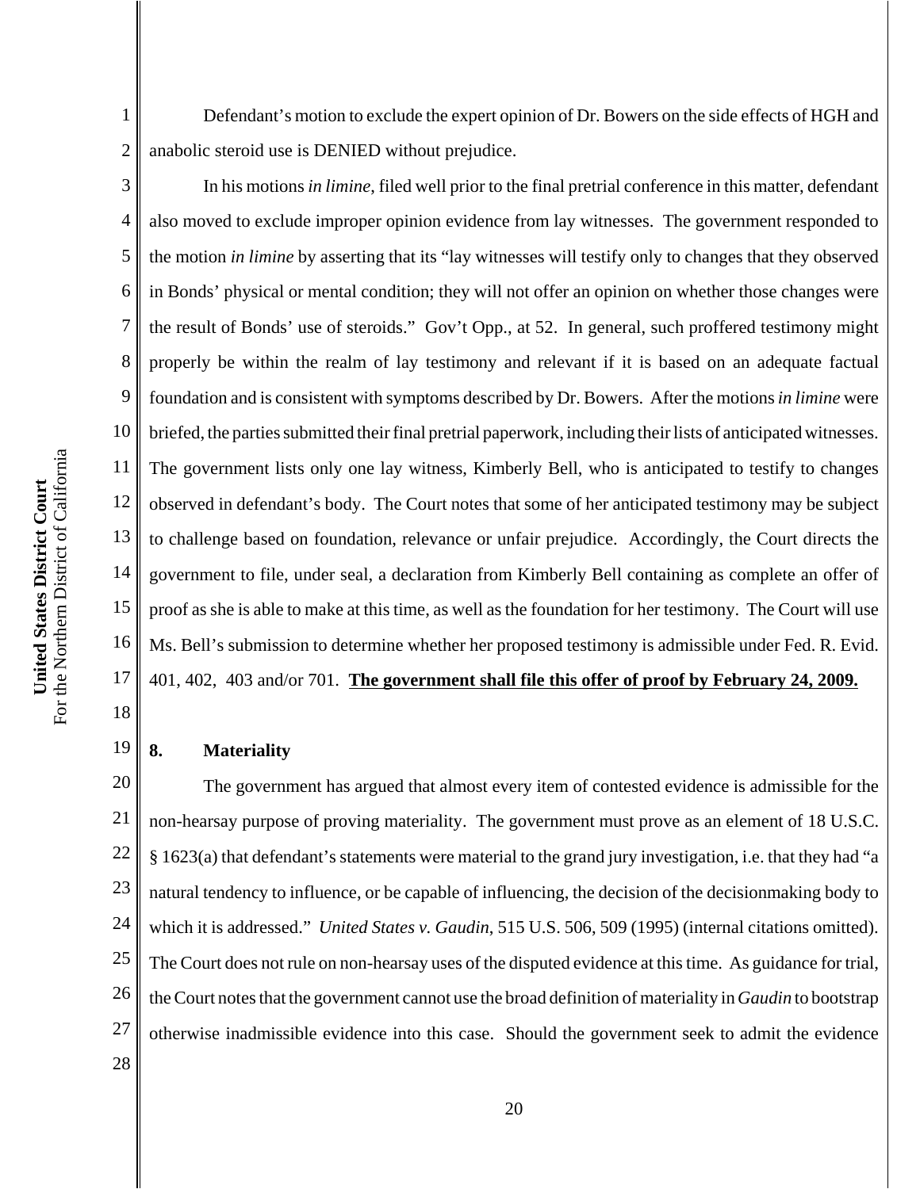Defendant's motion to exclude the expert opinion of Dr. Bowers on the side effects of HGH and anabolic steroid use is DENIED without prejudice.

In his motions *in limine*, filed well prior to the final pretrial conference in this matter, defendant also moved to exclude improper opinion evidence from lay witnesses. The government responded to the motion *in limine* by asserting that its "lay witnesses will testify only to changes that they observed in Bonds' physical or mental condition; they will not offer an opinion on whether those changes were the result of Bonds' use of steroids." Gov't Opp., at 52. In general, such proffered testimony might properly be within the realm of lay testimony and relevant if it is based on an adequate factual foundation and is consistent with symptoms described by Dr. Bowers. After the motions *in limine* were briefed, the parties submitted their final pretrial paperwork, including their lists of anticipated witnesses. The government lists only one lay witness, Kimberly Bell, who is anticipated to testify to changes observed in defendant's body. The Court notes that some of her anticipated testimony may be subject to challenge based on foundation, relevance or unfair prejudice. Accordingly, the Court directs the government to file, under seal, a declaration from Kimberly Bell containing as complete an offer of proof as she is able to make at this time, as well as the foundation for her testimony. The Court will use Ms. Bell's submission to determine whether her proposed testimony is admissible under Fed. R. Evid. 401, 402, 403 and/or 701. **The government shall file this offer of proof by February 24, 2009.**

### 8. Materiality

The government has argued that almost every item of contested evidence is admissible for the non-hearsay purpose of proving materiality. The government must prove as an element of 18 U.S.C. § 1623(a) that defendant's statements were material to the grand jury investigation, i.e. that they had "a natural tendency to influence, or be capable of influencing, the decision of the decisionmaking body to which it is addressed." *United States v. Gaudin*, 515 U.S. 506, 509 (1995) (internal citations omitted). The Court does not rule on non-hearsay uses of the disputed evidence at this time. As guidance for trial, the Court notes that the government cannot use the broad definition of materiality in *Gaudin* to bootstrap otherwise inadmissible evidence into this case. Should the government seek to admit the evidence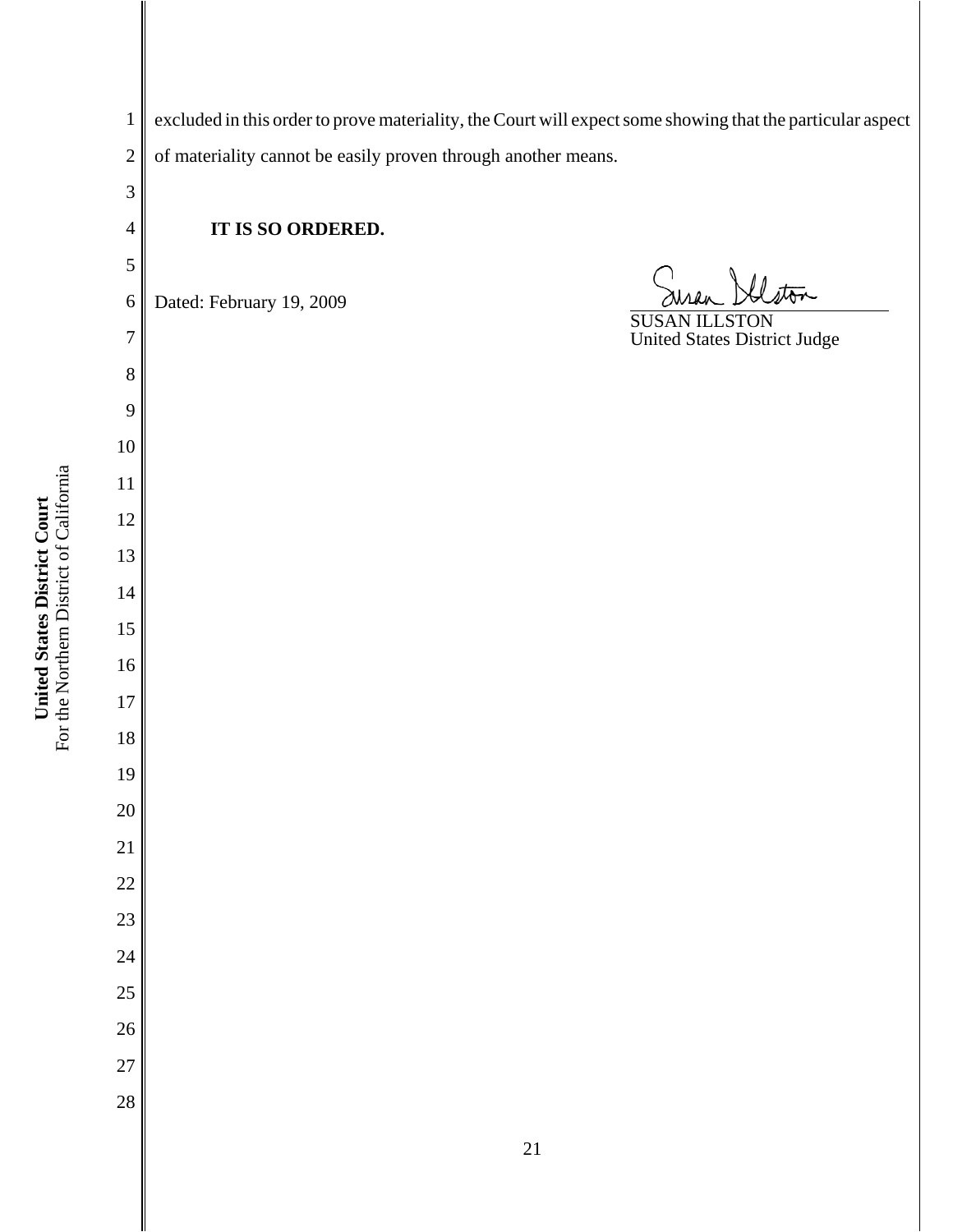excluded in this order to prove materiality, the Court will expect some showing that the particular aspect of materiality cannot be easily proven through another means.

**IT IS SO ORDERED.**

Dated: February 19, 2009

SUSAN ILLSTON
United States District Judge